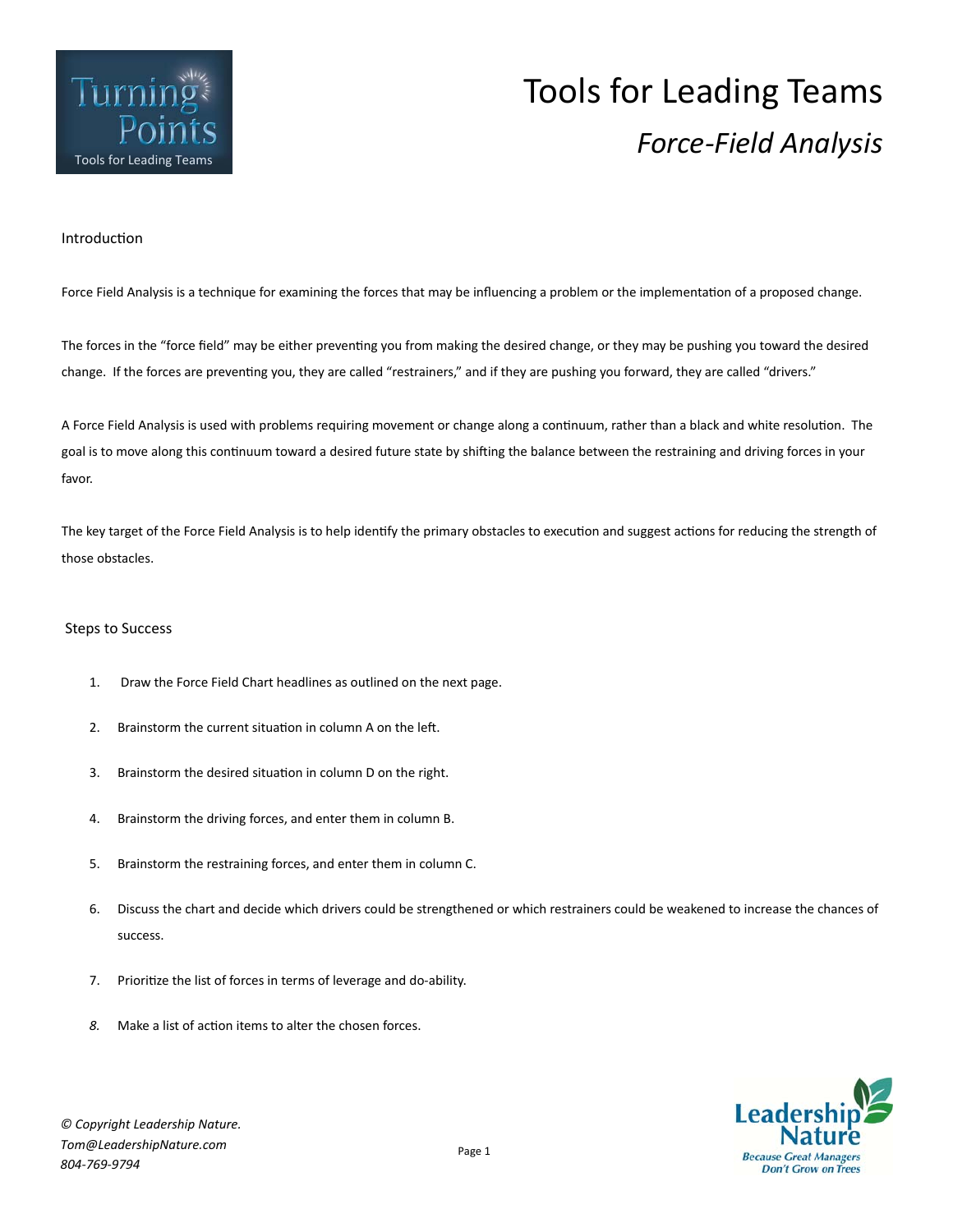# Tools for Leading Teams

## *Force-Field Analysis*

### Introduction

Force Field Analysis is a technique for examining the forces that may be influencing a problem or the implementation of a proposed change.

The forces in the "force field" may be either preventing you from making the desired change, or they may be pushing you toward the desired change. If the forces are preventing you, they are called "restrainers," and if they are pushing you forward, they are called "drivers."

A Force Field Analysis is used with problems requiring movement or change along a continuum, rather than a black and white resolution. The goal is to move along this continuum toward a desired future state by shifting the balance between the restraining and driving forces in your favor.

The key target of the Force Field Analysis is to help identify the primary obstacles to execution and suggest actions for reducing the strength of those obstacles.

### Steps to Success

1. Draw the Force Field Chart headlines as outlined on the next page.
2. Brainstorm the current situation in column A on the left.
3. Brainstorm the desired situation in column D on the right.
4. Brainstorm the driving forces, and enter them in column B.
5. Brainstorm the restraining forces, and enter them in column C.
6. Discuss the chart and decide which drivers could be strengthened or which restrainers could be weakened to increase the chances of success.
7. Prioritize the list of forces in terms of leverage and do-ability.
8. Make a list of action items to alter the chosen forces.

*© Copyright Leadership Nature.*
*Tom@LeadershipNature.com*
*804-769-9794*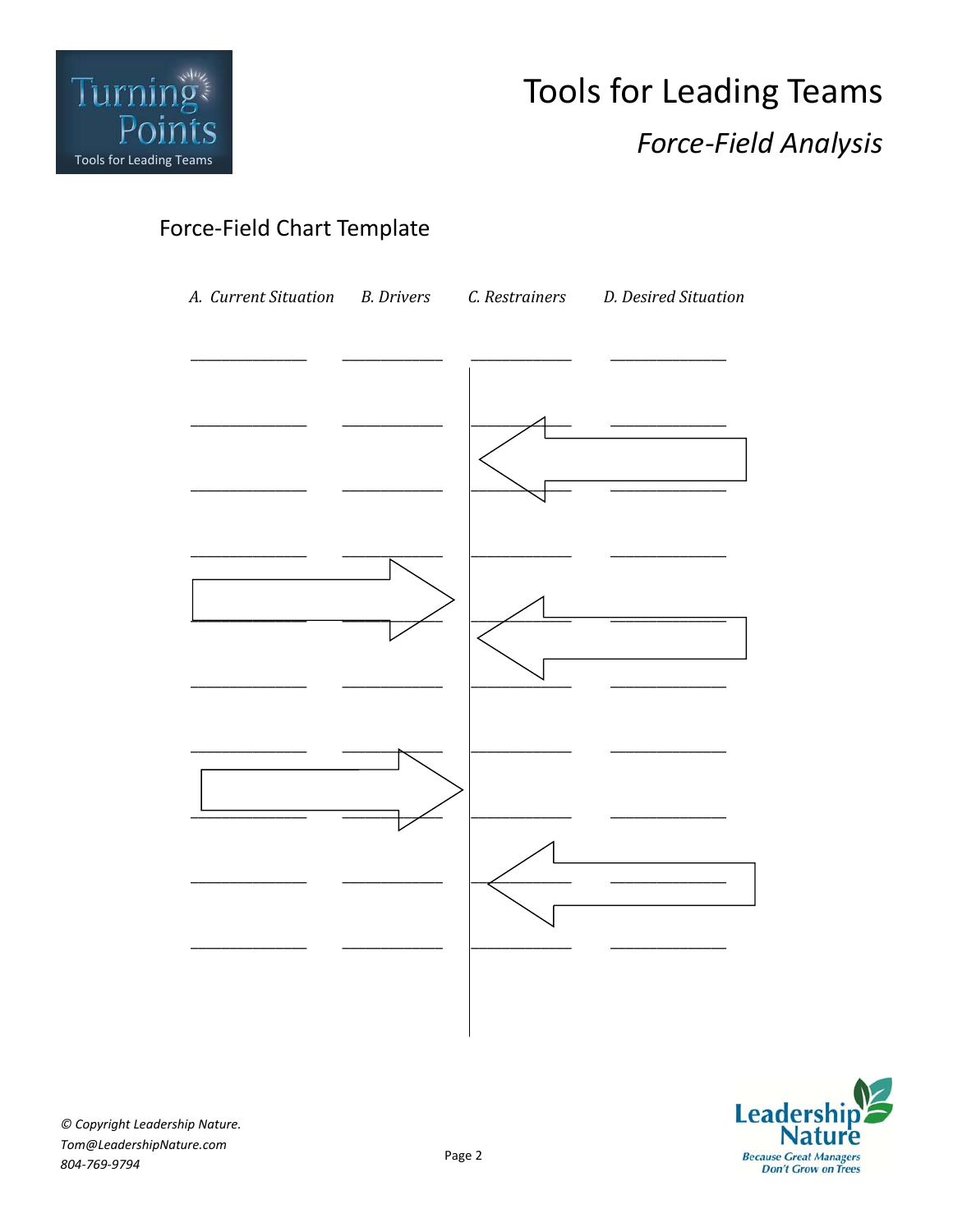# Tools for Leading Teams

## *Force-Field Analysis*

### Force-Field Chart Template

| *A. Current Situation* | *B. Drivers* | *C. Restrainers* | *D. Desired Situation* |
|---|---|---|---|
| ______________ | ____________ | ____________ | ______________ |
| ______________ | ____________ | ____________ | ______________ |
| ______________ | ____________ | ____________ | ______________ |
| ______________ | ____________ | ____________ | ______________ |
| ______________ | ____________ | ____________ | ______________ |
| ______________ | ____________ | ____________ | ______________ |
| ______________ | ____________ | ____________ | ______________ |
| ______________ | ____________ | ____________ | ______________ |
| ______________ | ____________ | ____________ | ______________ |
| ______________ | ____________ | ____________ | ______________ |

*© Copyright Leadership Nature.*
*Tom@LeadershipNature.com*
*804-769-9794*

Leadership Nature
*Because Great Managers Don't Grow on Trees*